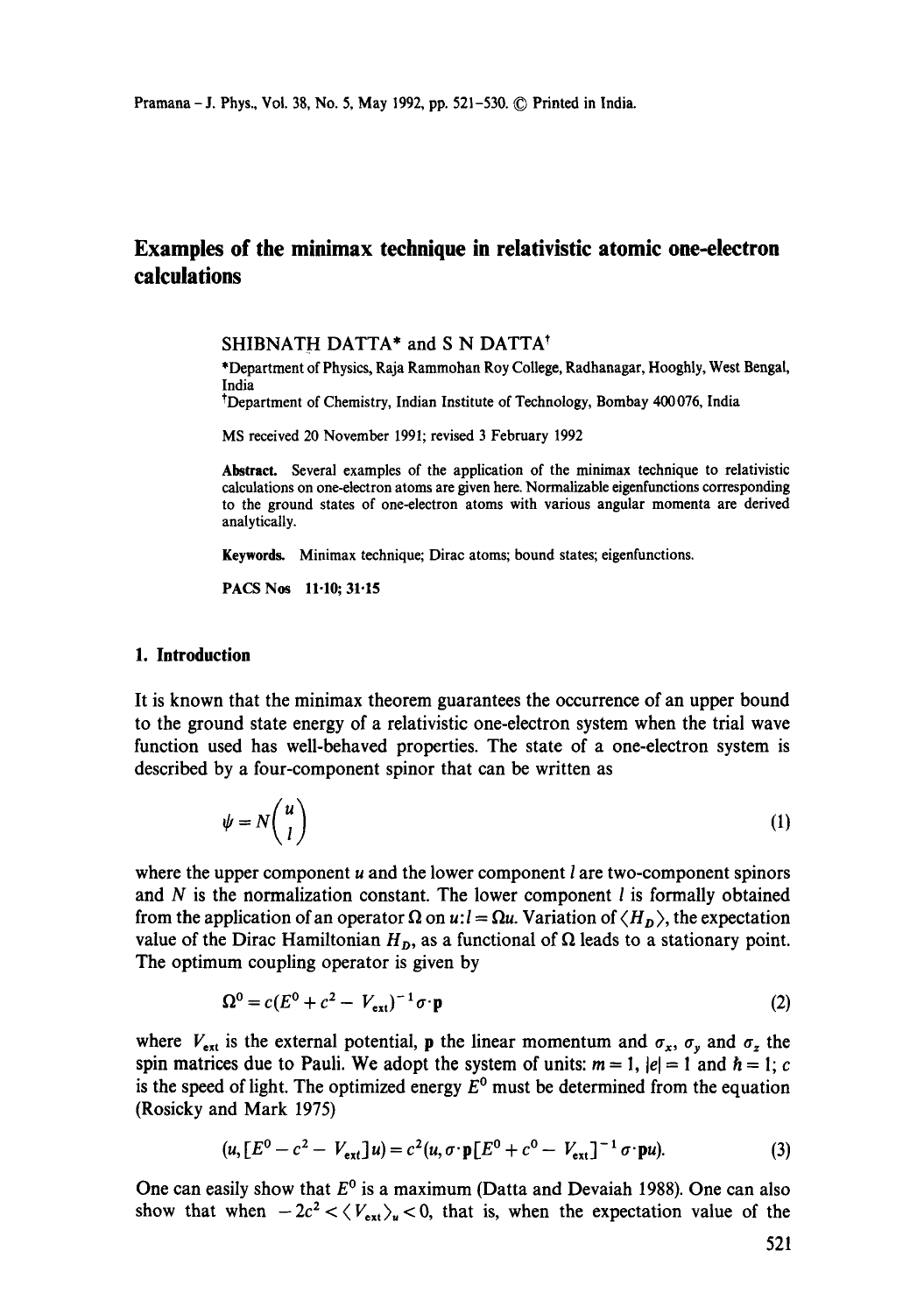# Examples of the minimax technique in relativistic atomic one-electron calculations

SHIBNATH DATTA* and S N DATTA[†]

*Department of Physics, Raja Rammohan Roy College, Radhanagar, Hooghly, West Bengal, India

[†]Department of Chemistry, Indian Institute of Technology, Bombay 400076, India

MS received 20 November 1991; revised 3 February 1992

**Abstract.** Several examples of the application of the minimax technique to relativistic calculations on one-electron atoms are given here. Normalizable eigenfunctions corresponding to the ground states of one-electron atoms with various angular momenta are derived analytically.

**Keywords.** Minimax technique; Dirac atoms; bound states; eigenfunctions.

**PACS Nos** 11·10; 31·15

## 1. Introduction

It is known that the minimax theorem guarantees the occurrence of an upper bound to the ground state energy of a relativistic one-electron system when the trial wave function used has well-behaved properties. The state of a one-electron system is described by a four-component spinor that can be written as

$$\psi = N\begin{pmatrix} u \\ l \end{pmatrix} \tag{1}$$

where the upper component $u$ and the lower component $l$ are two-component spinors and $N$ is the normalization constant. The lower component $l$ is formally obtained from the application of an operator $\Omega$ on $u$: $l = \Omega u$. Variation of $\langle H_D \rangle$, the expectation value of the Dirac Hamiltonian $H_D$, as a functional of $\Omega$ leads to a stationary point. The optimum coupling operator is given by

$$\Omega^0 = c(E^0 + c^2 - V_{\text{ext}})^{-1}\sigma\cdot\mathbf{p} \tag{2}$$

where $V_{\text{ext}}$ is the external potential, $\mathbf{p}$ the linear momentum and $\sigma_x$, $\sigma_y$ and $\sigma_z$ the spin matrices due to Pauli. We adopt the system of units: $m = 1$, $|e| = 1$ and $\hbar = 1$; $c$ is the speed of light. The optimized energy $E^0$ must be determined from the equation (Rosicky and Mark 1975)

$$(u, [E^0 - c^2 - V_{\text{ext}}]u) = c^2(u, \sigma\cdot\mathbf{p}[E^0 + c^0 - V_{\text{ext}}]^{-1}\sigma\cdot\mathbf{p}u). \tag{3}$$

One can easily show that $E^0$ is a maximum (Datta and Devaiah 1988). One can also show that when $-2c^2 < \langle V_{\text{ext}} \rangle_u < 0$, that is, when the expectation value of the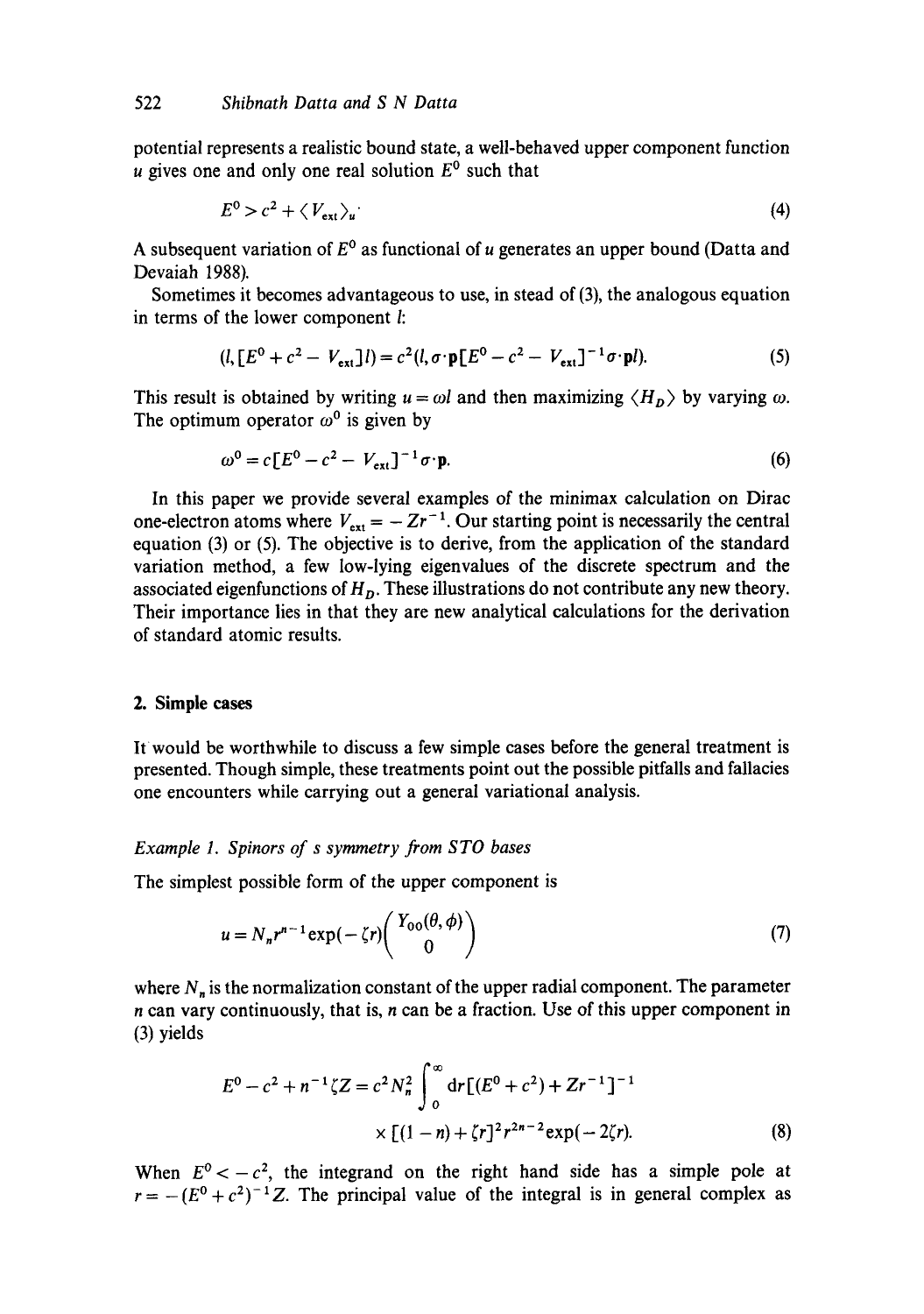potential represents a realistic bound state, a well-behaved upper component function $u$ gives one and only one real solution $E^0$ such that

$$E^0 > c^2 + \langle V_{\text{ext}} \rangle_u. \tag{4}$$

A subsequent variation of $E^0$ as functional of $u$ generates an upper bound (Datta and Devaiah 1988).

Sometimes it becomes advantageous to use, in stead of (3), the analogous equation in terms of the lower component $l$:

$$(l, [E^0 + c^2 - V_{\text{ext}}] l) = c^2 (l, \sigma \cdot \mathbf{p} [E^0 - c^2 - V_{\text{ext}}]^{-1} \sigma \cdot \mathbf{p} l). \tag{5}$$

This result is obtained by writing $u = \omega l$ and then maximizing $\langle H_D \rangle$ by varying $\omega$. The optimum operator $\omega^0$ is given by

$$\omega^0 = c[E^0 - c^2 - V_{\text{ext}}]^{-1} \sigma \cdot \mathbf{p}. \tag{6}$$

In this paper we provide several examples of the minimax calculation on Dirac one-electron atoms where $V_{\text{ext}} = -Zr^{-1}$. Our starting point is necessarily the central equation (3) or (5). The objective is to derive, from the application of the standard variation method, a few low-lying eigenvalues of the discrete spectrum and the associated eigenfunctions of $H_D$. These illustrations do not contribute any new theory. Their importance lies in that they are new analytical calculations for the derivation of standard atomic results.

## 2. Simple cases

It would be worthwhile to discuss a few simple cases before the general treatment is presented. Though simple, these treatments point out the possible pitfalls and fallacies one encounters while carrying out a general variational analysis.

*Example 1. Spinors of s symmetry from STO bases*

The simplest possible form of the upper component is

$$u = N_n r^{n-1} \exp(-\zeta r) \begin{pmatrix} Y_{00}(\theta, \phi) \\ 0 \end{pmatrix} \tag{7}$$

where $N_n$ is the normalization constant of the upper radial component. The parameter $n$ can vary continuously, that is, $n$ can be a fraction. Use of this upper component in (3) yields

$$E^0 - c^2 + n^{-1} \zeta Z = c^2 N_n^2 \int_0^\infty \mathrm{d}r [(E^0 + c^2) + Zr^{-1}]^{-1} \times [(1 - n) + \zeta r]^2 r^{2n-2} \exp(-2\zeta r). \tag{8}$$

When $E^0 < -c^2$, the integrand on the right hand side has a simple pole at $r = -(E^0 + c^2)^{-1} Z$. The principal value of the integral is in general complex as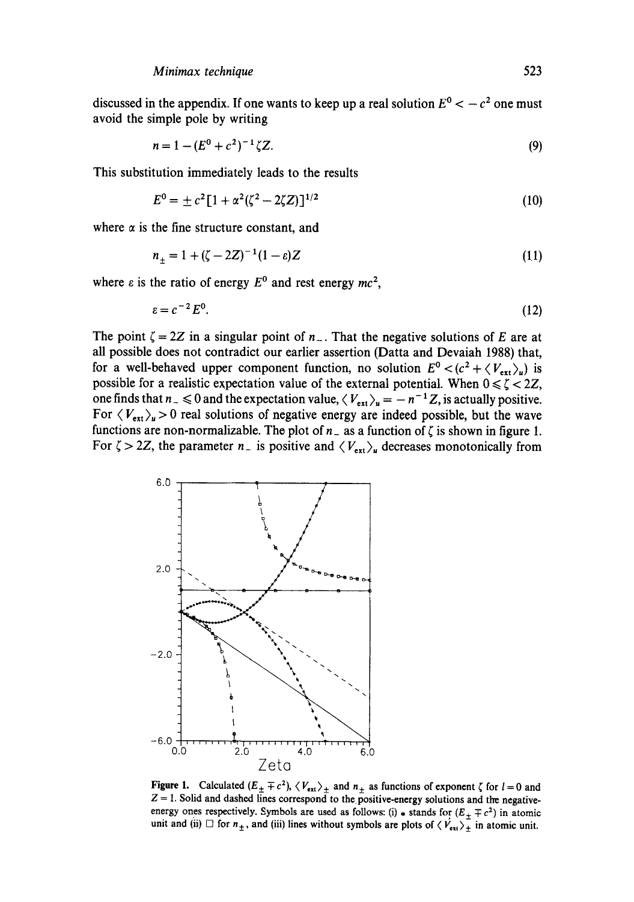discussed in the appendix. If one wants to keep up a real solution $E^0 < -c^2$ one must avoid the simple pole by writing

$$n = 1 - (E^0 + c^2)^{-1} \zeta Z. \tag{9}$$

This substitution immediately leads to the results

$$E^0 = \pm c^2 [1 + \alpha^2(\zeta^2 - 2\zeta Z)]^{1/2} \tag{10}$$

where $\alpha$ is the fine structure constant, and

$$n_{\pm} = 1 + (\zeta - 2Z)^{-1}(1 - \varepsilon) Z \tag{11}$$

where $\varepsilon$ is the ratio of energy $E^0$ and rest energy $mc^2$,

$$\varepsilon = c^{-2} E^0. \tag{12}$$

The point $\zeta = 2Z$ in a singular point of $n_-$. That the negative solutions of $E$ are at all possible does not contradict our earlier assertion (Datta and Devaiah 1988) that, for a well-behaved upper component function, no solution $E^0 < (c^2 + \langle V_{\text{ext}} \rangle_u)$ is possible for a realistic expectation value of the external potential. When $0 \leqslant \zeta < 2Z$, one finds that $n_- \leqslant 0$ and the expectation value, $\langle V_{\text{ext}} \rangle_u = -n^{-1} Z$, is actually positive. For $\langle V_{\text{ext}} \rangle_u > 0$ real solutions of negative energy are indeed possible, but the wave functions are non-normalizable. The plot of $n_-$ as a function of $\zeta$ is shown in figure 1. For $\zeta > 2Z$, the parameter $n_-$ is positive and $\langle V_{\text{ext}} \rangle_u$ decreases monotonically from

**Figure 1.** Calculated $(E_{\pm} \mp c^2)$, $\langle V_{\text{ext}} \rangle_{\pm}$ and $n_{\pm}$ as functions of exponent $\zeta$ for $l = 0$ and $Z = 1$. Solid and dashed lines correspond to the positive-energy solutions and the negative-energy ones respectively. Symbols are used as follows: (i) $*$ stands for $(E_{\pm} \mp c^2)$ in atomic unit and (ii) $\square$ for $n_{\pm}$, and (iii) lines without symbols are plots of $\langle V_{\text{ext}} \rangle_{\pm}$ in atomic unit.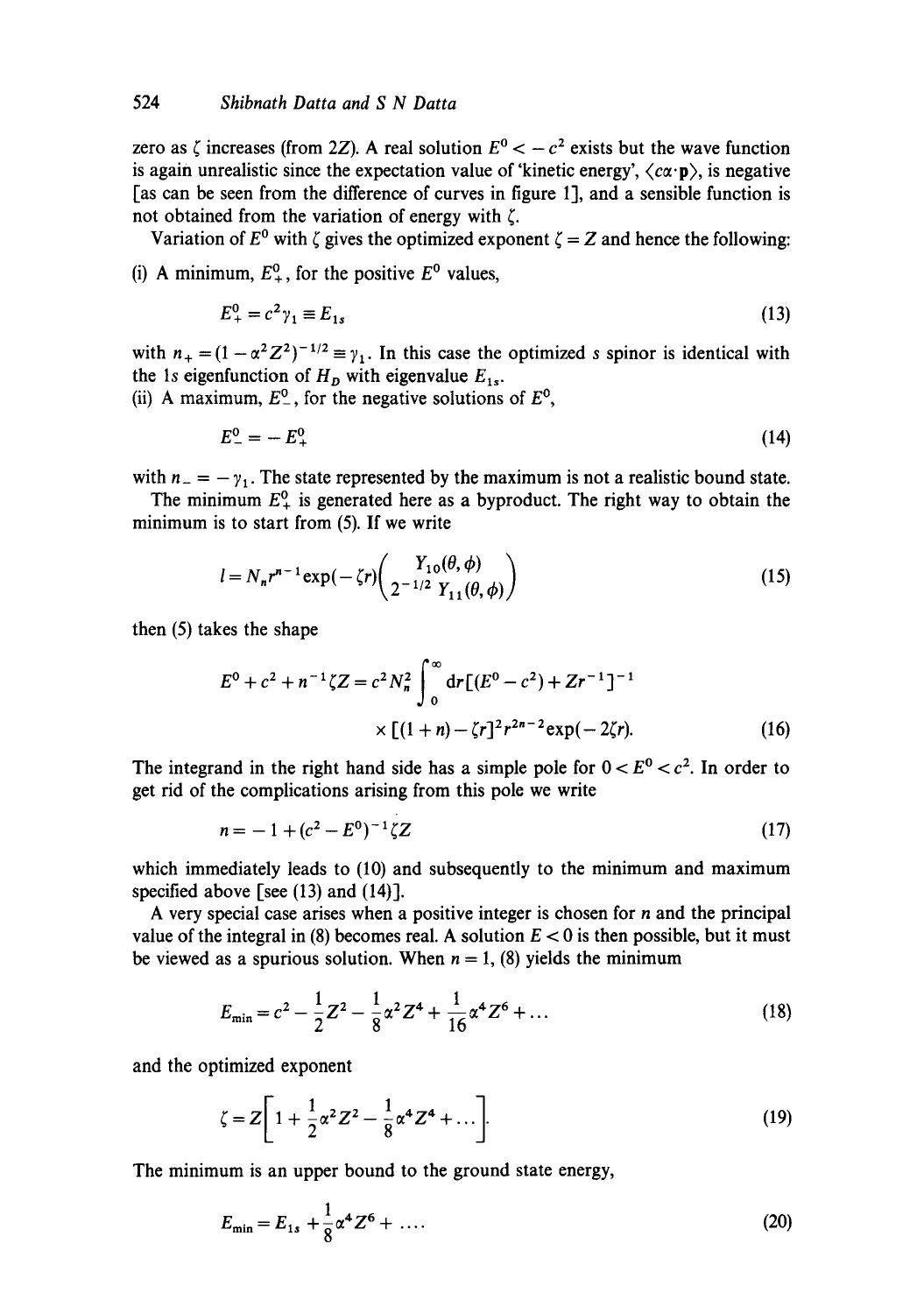zero as $\zeta$ increases (from $2Z$). A real solution $E^0 < -c^2$ exists but the wave function is again unrealistic since the expectation value of 'kinetic energy', $\langle c\alpha\cdot\mathbf{p}\rangle$, is negative [as can be seen from the difference of curves in figure 1], and a sensible function is not obtained from the variation of energy with $\zeta$.

Variation of $E^0$ with $\zeta$ gives the optimized exponent $\zeta = Z$ and hence the following:

(i) A minimum, $E^0_+$, for the positive $E^0$ values,

$$E^0_+ = c^2\gamma_1 \equiv E_{1s} \tag{13}$$

with $n_+ = (1-\alpha^2 Z^2)^{-1/2} \equiv \gamma_1$. In this case the optimized $s$ spinor is identical with the $1s$ eigenfunction of $H_D$ with eigenvalue $E_{1s}$.

(ii) A maximum, $E^0_-$, for the negative solutions of $E^0$,

$$E^0_- = -E^0_+ \tag{14}$$

with $n_- = -\gamma_1$. The state represented by the maximum is not a realistic bound state.

The minimum $E^0_+$ is generated here as a byproduct. The right way to obtain the minimum is to start from (5). If we write

$$l = N_n r^{n-1}\exp(-\zeta r)\begin{pmatrix} Y_{10}(\theta,\phi) \\ 2^{-1/2}\,Y_{11}(\theta,\phi)\end{pmatrix} \tag{15}$$

then (5) takes the shape

$$E^0 + c^2 + n^{-1}\zeta Z = c^2 N_n^2 \int_0^\infty \mathrm{d}r[(E^0 - c^2) + Zr^{-1}]^{-1} \times [(1+n) - \zeta r]^2 r^{2n-2}\exp(-2\zeta r). \tag{16}$$

The integrand in the right hand side has a simple pole for $0 < E^0 < c^2$. In order to get rid of the complications arising from this pole we write

$$n = -1 + (c^2 - E^0)^{-1}\zeta Z \tag{17}$$

which immediately leads to (10) and subsequently to the minimum and maximum specified above [see (13) and (14)].

A very special case arises when a positive integer is chosen for $n$ and the principal value of the integral in (8) becomes real. A solution $E < 0$ is then possible, but it must be viewed as a spurious solution. When $n = 1$, (8) yields the minimum

$$E_{\min} = c^2 - \frac{1}{2}Z^2 - \frac{1}{8}\alpha^2 Z^4 + \frac{1}{16}\alpha^4 Z^6 + \dots \tag{18}$$

and the optimized exponent

$$\zeta = Z\left[1 + \frac{1}{2}\alpha^2 Z^2 - \frac{1}{8}\alpha^4 Z^4 + \dots\right]. \tag{19}$$

The minimum is an upper bound to the ground state energy,

$$E_{\min} = E_{1s} + \frac{1}{8}\alpha^4 Z^6 + \dots. \tag{20}$$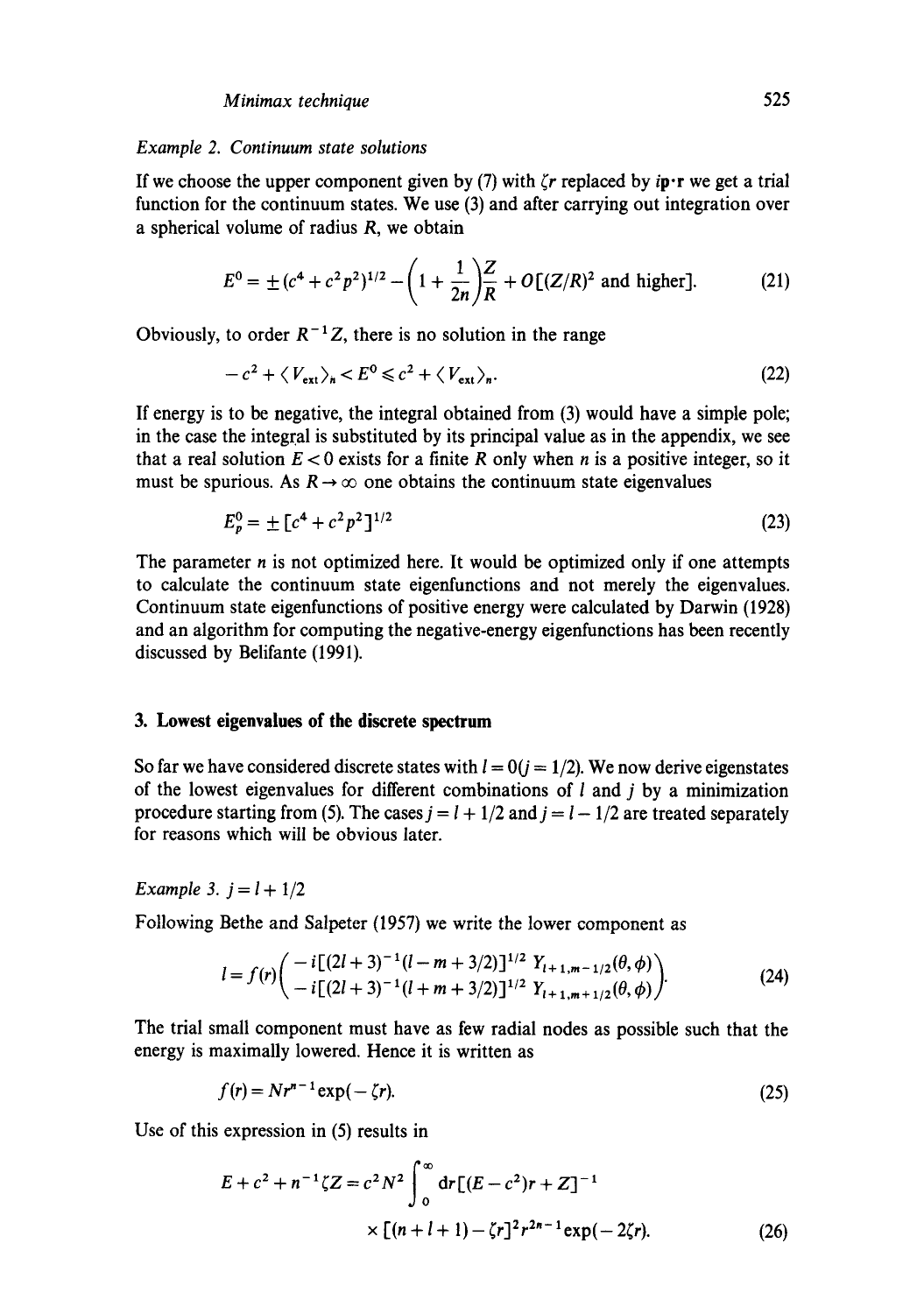*Example 2. Continuum state solutions*

If we choose the upper component given by (7) with $\zeta r$ replaced by $i\mathbf{p}\cdot\mathbf{r}$ we get a trial function for the continuum states. We use (3) and after carrying out integration over a spherical volume of radius $R$, we obtain

$$E^0 = \pm(c^4 + c^2 p^2)^{1/2} - \left(1 + \frac{1}{2n}\right)\frac{Z}{R} + O[(Z/R)^2 \text{ and higher}]. \tag{21}$$

Obviously, to order $R^{-1}Z$, there is no solution in the range

$$-c^2 + \langle V_{\text{ext}}\rangle_n < E^0 \leqslant c^2 + \langle V_{\text{ext}}\rangle_n. \tag{22}$$

If energy is to be negative, the integral obtained from (3) would have a simple pole; in the case the integral is substituted by its principal value as in the appendix, we see that a real solution $E < 0$ exists for a finite $R$ only when $n$ is a positive integer, so it must be spurious. As $R \to \infty$ one obtains the continuum state eigenvalues

$$E_p^0 = \pm[c^4 + c^2 p^2]^{1/2} \tag{23}$$

The parameter $n$ is not optimized here. It would be optimized only if one attempts to calculate the continuum state eigenfunctions and not merely the eigenvalues. Continuum state eigenfunctions of positive energy were calculated by Darwin (1928) and an algorithm for computing the negative-energy eigenfunctions has been recently discussed by Belifante (1991).

## 3. Lowest eigenvalues of the discrete spectrum

So far we have considered discrete states with $l = 0 (j = 1/2)$. We now derive eigenstates of the lowest eigenvalues for different combinations of $l$ and $j$ by a minimization procedure starting from (5). The cases $j = l + 1/2$ and $j = l - 1/2$ are treated separately for reasons which will be obvious later.

*Example 3.* $j = l + 1/2$

Following Bethe and Salpeter (1957) we write the lower component as

$$l = f(r)\begin{pmatrix} -i[(2l+3)^{-1}(l - m + 3/2)]^{1/2}\, Y_{l+1,m-1/2}(\theta,\phi) \\ -i[(2l+3)^{-1}(l + m + 3/2)]^{1/2}\, Y_{l+1,m+1/2}(\theta,\phi) \end{pmatrix}. \tag{24}$$

The trial small component must have as few radial nodes as possible such that the energy is maximally lowered. Hence it is written as

$$f(r) = Nr^{n-1}\exp(-\zeta r). \tag{25}$$

Use of this expression in (5) results in

$$E + c^2 + n^{-1}\zeta Z = c^2 N^2 \int_0^\infty \mathrm{d}r[(E - c^2)r + Z]^{-1} \times [(n + l + 1) - \zeta r]^2 r^{2n-1}\exp(-2\zeta r). \tag{26}$$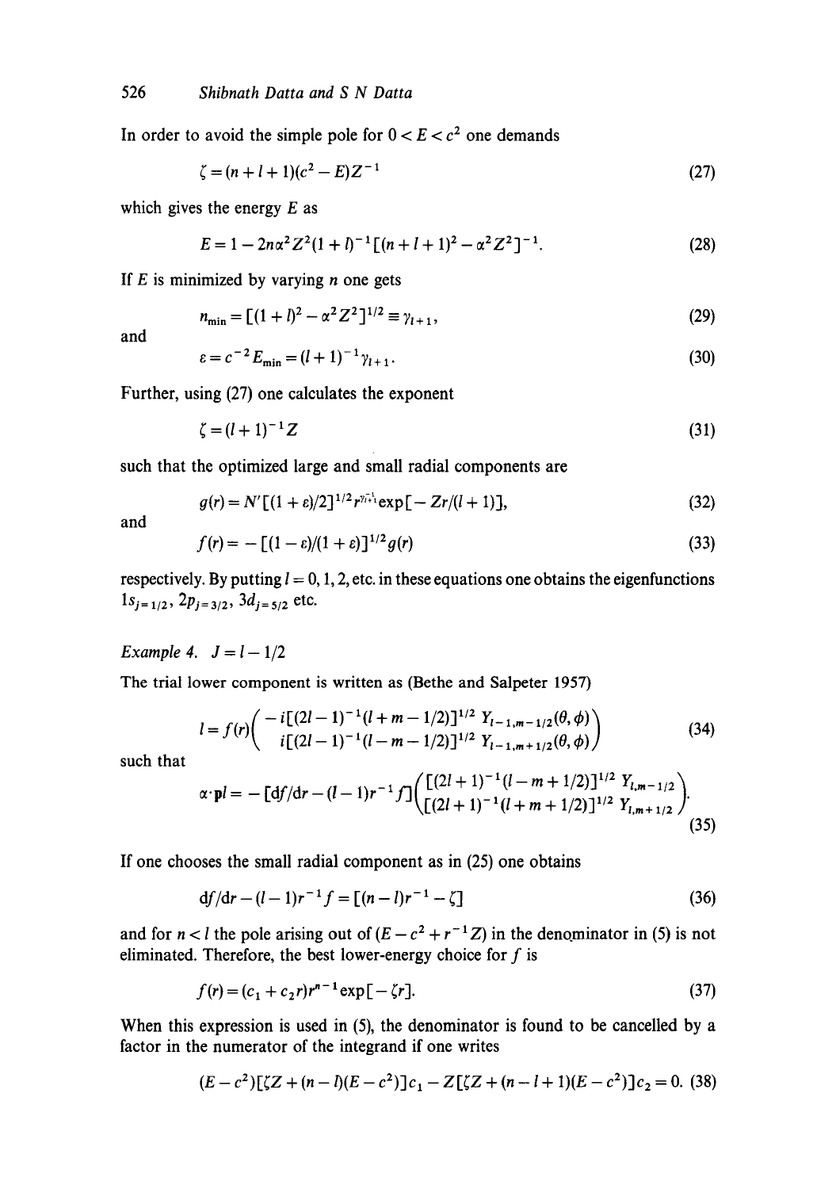In order to avoid the simple pole for $0 < E < c^2$ one demands

$$\zeta = (n + l + 1)(c^2 - E)Z^{-1} \tag{27}$$

which gives the energy $E$ as

$$E = 1 - 2n\alpha^2 Z^2 (1 + l)^{-1}[(n + l + 1)^2 - \alpha^2 Z^2]^{-1}. \tag{28}$$

If $E$ is minimized by varying $n$ one gets

$$n_{\min} = [(1 + l)^2 - \alpha^2 Z^2]^{1/2} \equiv \gamma_{l+1}, \tag{29}$$

and

$$\varepsilon = c^{-2} E_{\min} = (l + 1)^{-1} \gamma_{l+1}. \tag{30}$$

Further, using (27) one calculates the exponent

$$\zeta = (l + 1)^{-1} Z \tag{31}$$

such that the optimized large and small radial components are

$$g(r) = N'[(1 + \varepsilon)/2]^{1/2} r^{\gamma_{l+1}-1} \exp[-Zr/(l + 1)], \tag{32}$$

and

$$f(r) = -[(1 - \varepsilon)/(1 + \varepsilon)]^{1/2} g(r) \tag{33}$$

respectively. By putting $l = 0, 1, 2$, etc. in these equations one obtains the eigenfunctions $1s_{j=1/2}$, $2p_{j=3/2}$, $3d_{j=5/2}$ etc.

*Example 4.* $J = l - 1/2$

The trial lower component is written as (Bethe and Salpeter 1957)

$$l = f(r)\begin{pmatrix} -i[(2l-1)^{-1}(l + m - 1/2)]^{1/2} Y_{l-1,m-1/2}(\theta, \phi) \\ i[(2l-1)^{-1}(l - m - 1/2)]^{1/2} Y_{l-1,m+1/2}(\theta, \phi) \end{pmatrix} \tag{34}$$

such that

$$\alpha \cdot \mathbf{p} l = -[df/dr - (l-1)r^{-1}f]\begin{pmatrix} [(2l+1)^{-1}(l - m + 1/2)]^{1/2} Y_{l,m-1/2} \\ [(2l+1)^{-1}(l + m + 1/2)]^{1/2} Y_{l,m+1/2} \end{pmatrix}. \tag{35}$$

If one chooses the small radial component as in (25) one obtains

$$df/dr - (l-1)r^{-1}f = [(n - l)r^{-1} - \zeta] \tag{36}$$

and for $n < l$ the pole arising out of $(E - c^2 + r^{-1}Z)$ in the denominator in (5) is not eliminated. Therefore, the best lower-energy choice for $f$ is

$$f(r) = (c_1 + c_2 r) r^{n-1} \exp[-\zeta r]. \tag{37}$$

When this expression is used in (5), the denominator is found to be cancelled by a factor in the numerator of the integrand if one writes

$$(E - c^2)[\zeta Z + (n - l)(E - c^2)]c_1 - Z[\zeta Z + (n - l + 1)(E - c^2)]c_2 = 0. \tag{38}$$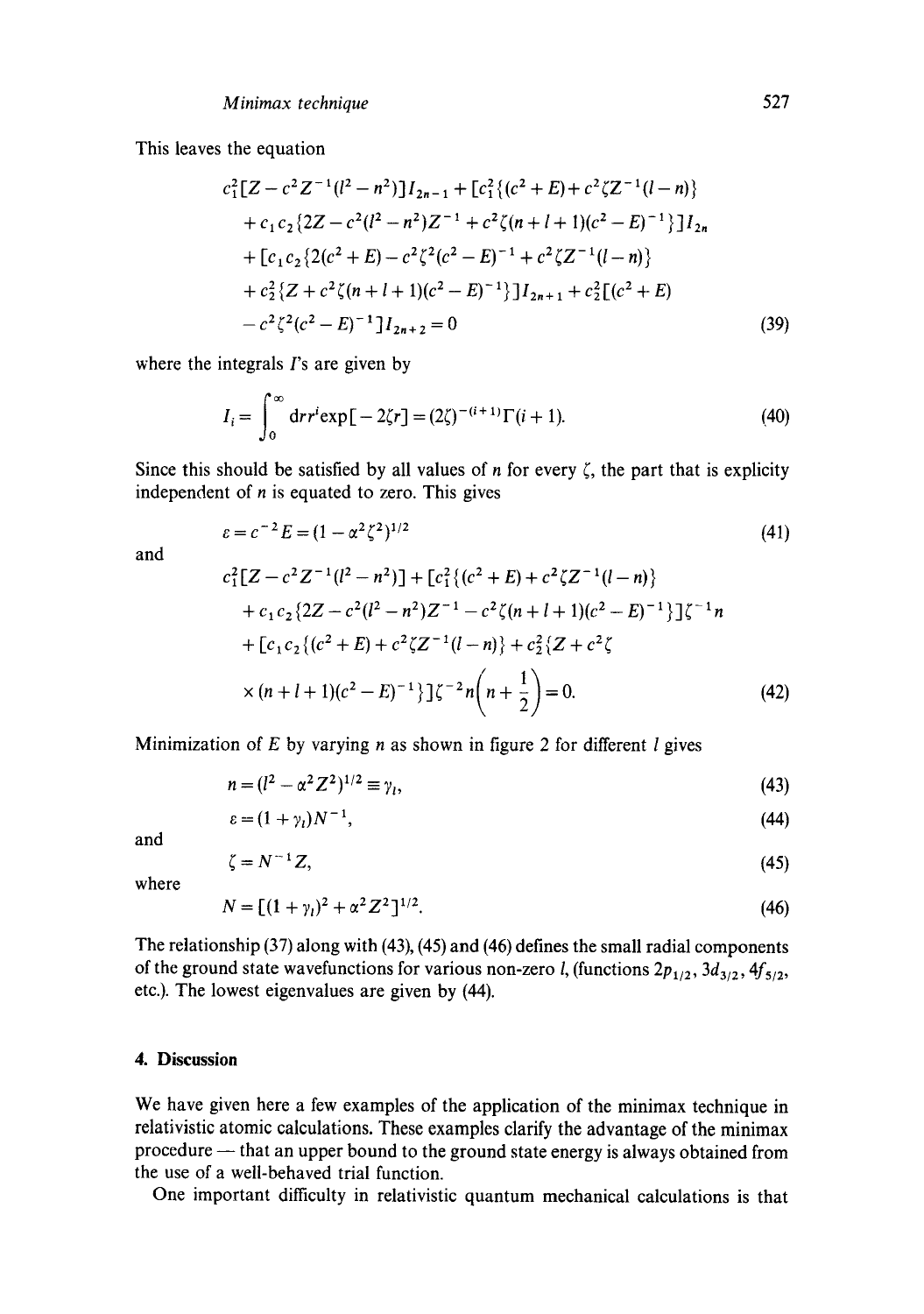This leaves the equation

$$
\begin{aligned}
&c_1^2[Z - c^2Z^{-1}(l^2 - n^2)]I_{2n-1} + [c_1^2\{(c^2 + E) + c^2\zeta Z^{-1}(l - n)\} \\
&\quad + c_1c_2\{2Z - c^2(l^2 - n^2)Z^{-1} + c^2\zeta(n + l + 1)(c^2 - E)^{-1}\}]I_{2n} \\
&\quad + [c_1c_2\{2(c^2 + E) - c^2\zeta^2(c^2 - E)^{-1} + c^2\zeta Z^{-1}(l - n)\} \\
&\quad + c_2^2\{Z + c^2\zeta(n + l + 1)(c^2 - E)^{-1}\}]I_{2n+1} + c_2^2[(c^2 + E) \\
&\quad - c^2\zeta^2(c^2 - E)^{-1}]I_{2n+2} = 0
\end{aligned}
\tag{39}
$$

where the integrals $I$'s are given by

$$
I_i = \int_0^\infty \mathrm{d}r r^i \exp[-2\zeta r] = (2\zeta)^{-(i+1)}\Gamma(i + 1). \tag{40}
$$

Since this should be satisfied by all values of $n$ for every $\zeta$, the part that is explicity independent of $n$ is equated to zero. This gives

$$
\varepsilon = c^{-2}E = (1 - \alpha^2\zeta^2)^{1/2} \tag{41}
$$

and

$$
\begin{aligned}
&c_1^2[Z - c^2Z^{-1}(l^2 - n^2)] + [c_1^2\{(c^2 + E) + c^2\zeta Z^{-1}(l - n)\} \\
&\quad + c_1c_2\{2Z - c^2(l^2 - n^2)Z^{-1} - c^2\zeta(n + l + 1)(c^2 - E)^{-1}\}]\zeta^{-1}n \\
&\quad + [c_1c_2\{(c^2 + E) + c^2\zeta Z^{-1}(l - n)\} + c_2^2\{Z + c^2\zeta \\
&\quad \times (n + l + 1)(c^2 - E)^{-1}\}]\zeta^{-2}n\left(n + \frac{1}{2}\right) = 0.
\end{aligned}
\tag{42}
$$

Minimization of $E$ by varying $n$ as shown in figure 2 for different $l$ gives

$$
n = (l^2 - \alpha^2Z^2)^{1/2} \equiv \gamma_l, \tag{43}
$$

$$
\varepsilon = (1 + \gamma_l)N^{-1}, \tag{44}
$$

and

$$
\zeta = N^{-1}Z, \tag{45}
$$

where

$$
N = [(1 + \gamma_l)^2 + \alpha^2Z^2]^{1/2}. \tag{46}
$$

The relationship (37) along with (43), (45) and (46) defines the small radial components of the ground state wavefunctions for various non-zero $l$, (functions $2p_{1/2}$, $3d_{3/2}$, $4f_{5/2}$, etc.). The lowest eigenvalues are given by (44).

## 4. Discussion

We have given here a few examples of the application of the minimax technique in relativistic atomic calculations. These examples clarify the advantage of the minimax procedure — that an upper bound to the ground state energy is always obtained from the use of a well-behaved trial function.

One important difficulty in relativistic quantum mechanical calculations is that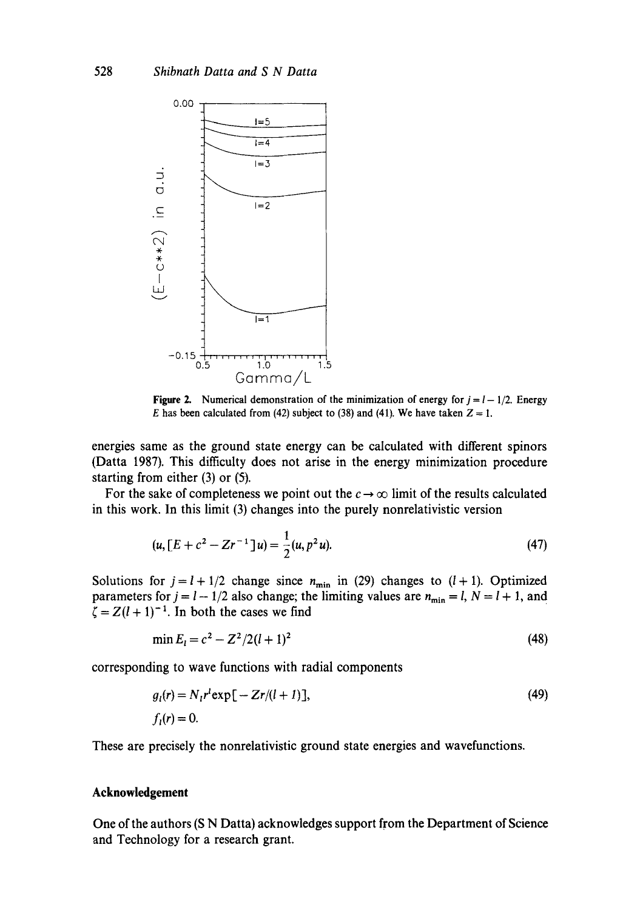**Figure 2.** Numerical demonstration of the minimization of energy for $j = l - 1/2$. Energy $E$ has been calculated from (42) subject to (38) and (41). We have taken $Z = 1$.

energies same as the ground state energy can be calculated with different spinors (Datta 1987). This difficulty does not arise in the energy minimization procedure starting from either (3) or (5).

For the sake of completeness we point out the $c \to \infty$ limit of the results calculated in this work. In this limit (3) changes into the purely nonrelativistic version

$$(u, [E + c^2 - Zr^{-1}]u) = \frac{1}{2}(u, p^2 u). \tag{47}$$

Solutions for $j = l + 1/2$ change since $n_{\min}$ in (29) changes to $(l + 1)$. Optimized parameters for $j = l - 1/2$ also change; the limiting values are $n_{\min} = l$, $N = l + 1$, and $\zeta = Z(l + 1)^{-1}$. In both the cases we find

$$\min E_l = c^2 - Z^2/2(l + 1)^2 \tag{48}$$

corresponding to wave functions with radial components

$$g_l(r) = N_l r^l \exp[-Zr/(l + 1)], \tag{49}$$

$$f_l(r) = 0.$$

These are precisely the nonrelativistic ground state energies and wavefunctions.

## Acknowledgement

One of the authors (S N Datta) acknowledges support from the Department of Science and Technology for a research grant.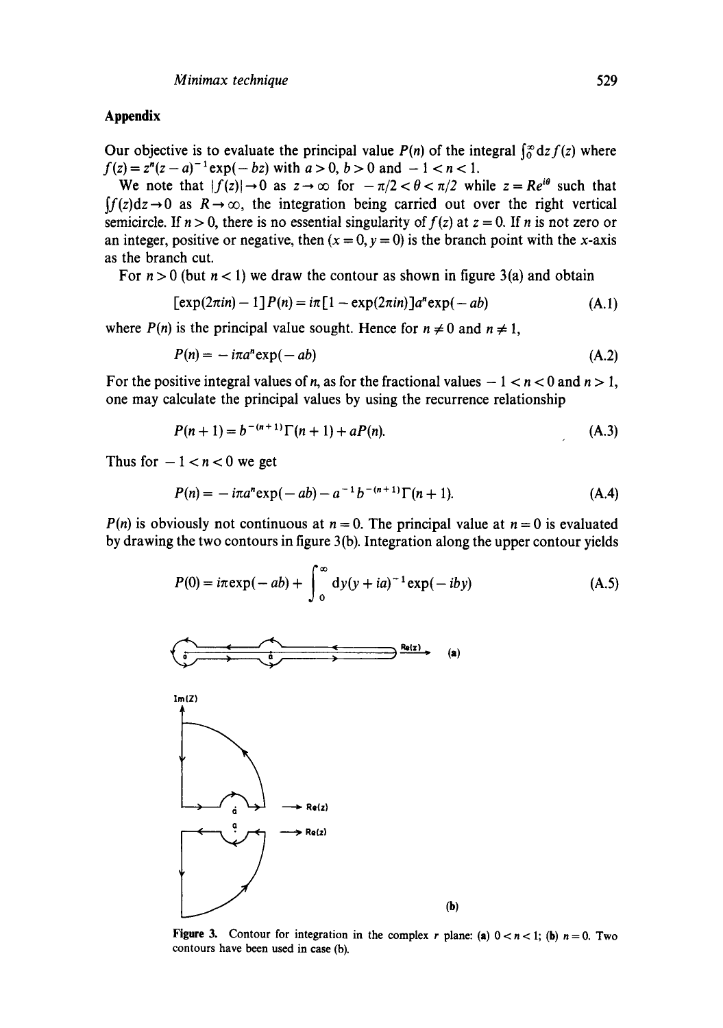## Appendix

Our objective is to evaluate the principal value $P(n)$ of the integral $\int_0^\infty dz f(z)$ where $f(z) = z^n(z-a)^{-1}\exp(-bz)$ with $a > 0$, $b > 0$ and $-1 < n < 1$.

We note that $|f(z)| \to 0$ as $z \to \infty$ for $-\pi/2 < \theta < \pi/2$ while $z = Re^{i\theta}$ such that $\int f(z)dz \to 0$ as $R \to \infty$, the integration being carried out over the right vertical semicircle. If $n > 0$, there is no essential singularity of $f(z)$ at $z = 0$. If $n$ is not zero or an integer, positive or negative, then $(x = 0, y = 0)$ is the branch point with the $x$-axis as the branch cut.

For $n > 0$ (but $n < 1$) we draw the contour as shown in figure 3(a) and obtain

$$[\exp(2\pi i n) - 1]P(n) = i\pi[1 - \exp(2\pi i n)]a^n \exp(-ab) \tag{A.1}$$

where $P(n)$ is the principal value sought. Hence for $n \neq 0$ and $n \neq 1$,

$$P(n) = -i\pi a^n \exp(-ab) \tag{A.2}$$

For the positive integral values of $n$, as for the fractional values $-1 < n < 0$ and $n > 1$, one may calculate the principal values by using the recurrence relationship

$$P(n+1) = b^{-(n+1)}\Gamma(n+1) + aP(n). \tag{A.3}$$

Thus for $-1 < n < 0$ we get

$$P(n) = -i\pi a^n \exp(-ab) - a^{-1}b^{-(n+1)}\Gamma(n+1). \tag{A.4}$$

$P(n)$ is obviously not continuous at $n = 0$. The principal value at $n = 0$ is evaluated by drawing the two contours in figure 3(b). Integration along the upper contour yields

$$P(0) = i\pi \exp(-ab) + \int_0^\infty dy (y + ia)^{-1} \exp(-iby) \tag{A.5}$$

**Figure 3.** Contour for integration in the complex $r$ plane: (a) $0 < n < 1$; (b) $n = 0$. Two contours have been used in case (b).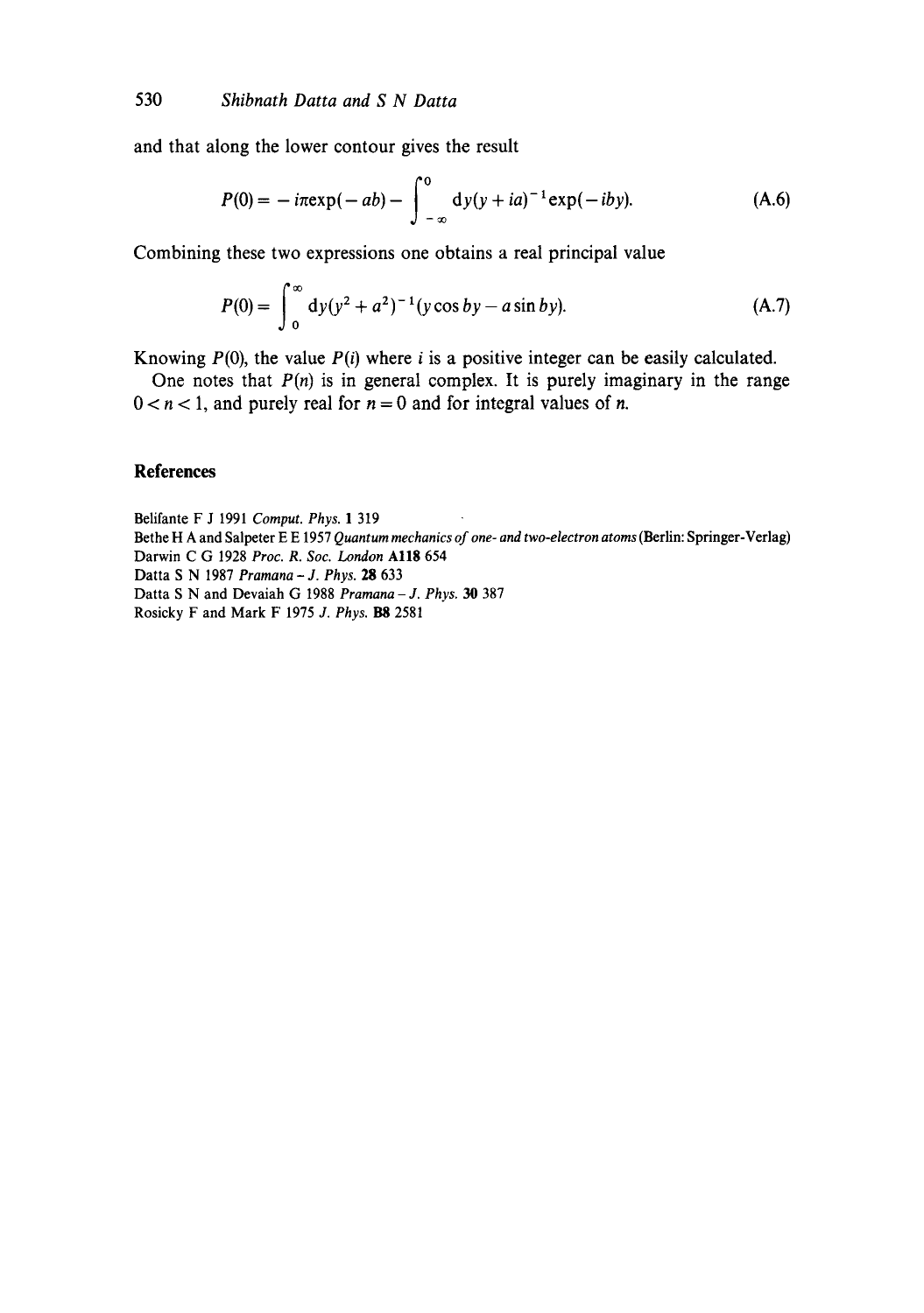and that along the lower contour gives the result

$$P(0) = -i\pi\exp(-ab) - \int_{-\infty}^{0} \mathrm{d}y(y + ia)^{-1}\exp(-iby). \tag{A.6}$$

Combining these two expressions one obtains a real principal value

$$P(0) = \int_{0}^{\infty} \mathrm{d}y(y^2 + a^2)^{-1}(y\cos by - a\sin by). \tag{A.7}$$

Knowing $P(0)$, the value $P(i)$ where $i$ is a positive integer can be easily calculated.

One notes that $P(n)$ is in general complex. It is purely imaginary in the range $0 < n < 1$, and purely real for $n = 0$ and for integral values of $n$.

## References

Belifante F J 1991 *Comput. Phys.* **1** 319

Bethe H A and Salpeter E E 1957 *Quantum mechanics of one- and two-electron atoms* (Berlin: Springer-Verlag)

Darwin C G 1928 *Proc. R. Soc. London* **A118** 654

Datta S N 1987 *Pramana – J. Phys.* **28** 633

Datta S N and Devaiah G 1988 *Pramana – J. Phys.* **30** 387

Rosicky F and Mark F 1975 *J. Phys.* **B8** 2581